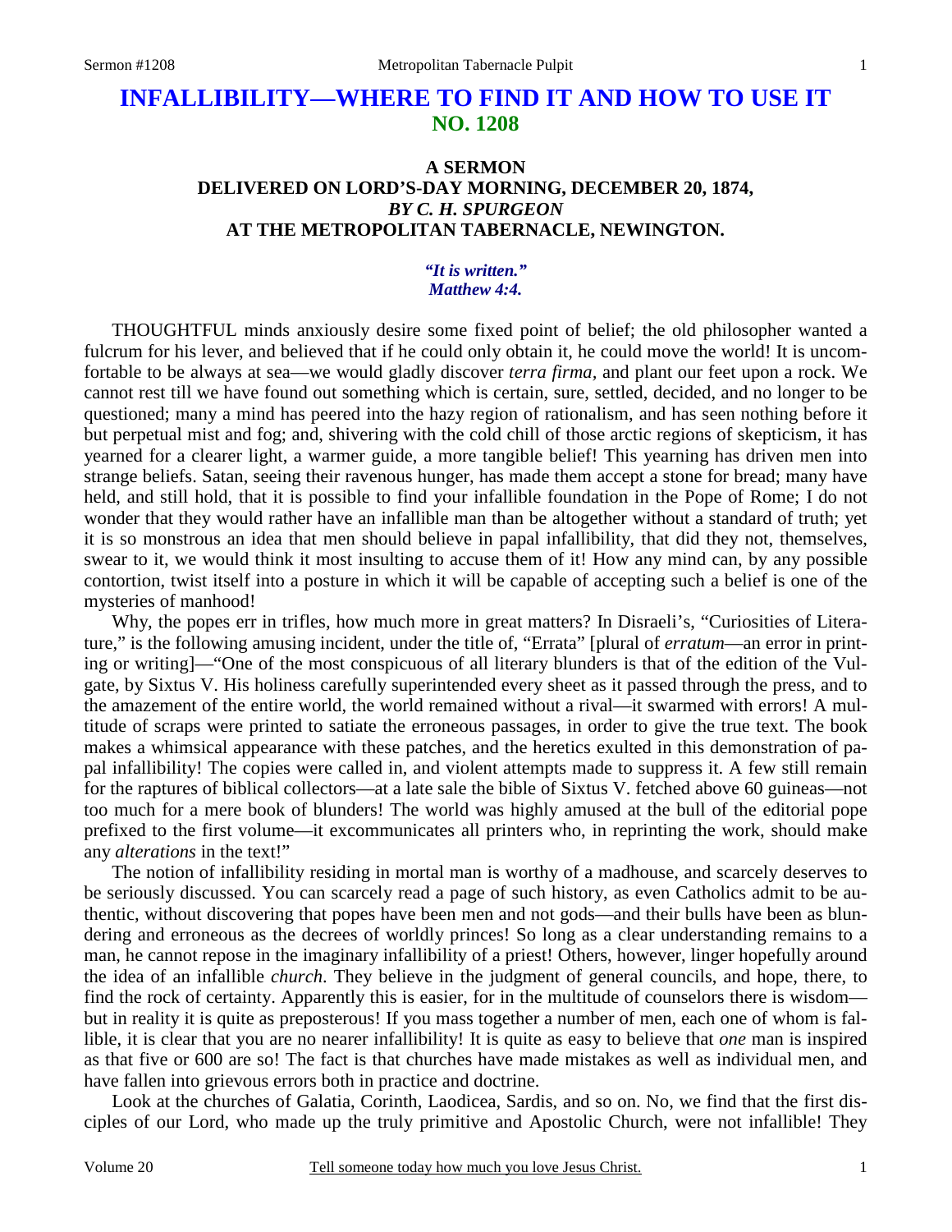# INFALLIBILITY—WHERE TO FIND IT AND HOW TO USE IT
## NO. 1208

### A SERMON
### DELIVERED ON LORD'S-DAY MORNING, DECEMBER 20, 1874,
### *BY C. H. SPURGEON*
### AT THE METROPOLITAN TABERNACLE, NEWINGTON.

*"It is written."*
*Matthew 4:4.*

THOUGHTFUL minds anxiously desire some fixed point of belief; the old philosopher wanted a fulcrum for his lever, and believed that if he could only obtain it, he could move the world! It is uncomfortable to be always at sea—we would gladly discover *terra firma,* and plant our feet upon a rock. We cannot rest till we have found out something which is certain, sure, settled, decided, and no longer to be questioned; many a mind has peered into the hazy region of rationalism, and has seen nothing before it but perpetual mist and fog; and, shivering with the cold chill of those arctic regions of skepticism, it has yearned for a clearer light, a warmer guide, a more tangible belief! This yearning has driven men into strange beliefs. Satan, seeing their ravenous hunger, has made them accept a stone for bread; many have held, and still hold, that it is possible to find your infallible foundation in the Pope of Rome; I do not wonder that they would rather have an infallible man than be altogether without a standard of truth; yet it is so monstrous an idea that men should believe in papal infallibility, that did they not, themselves, swear to it, we would think it most insulting to accuse them of it! How any mind can, by any possible contortion, twist itself into a posture in which it will be capable of accepting such a belief is one of the mysteries of manhood!

Why, the popes err in trifles, how much more in great matters? In Disraeli's, "Curiosities of Literature," is the following amusing incident, under the title of, "Errata" [plural of *erratum*—an error in printing or writing]—"One of the most conspicuous of all literary blunders is that of the edition of the Vulgate, by Sixtus V. His holiness carefully superintended every sheet as it passed through the press, and to the amazement of the entire world, the world remained without a rival—it swarmed with errors! A multitude of scraps were printed to satiate the erroneous passages, in order to give the true text. The book makes a whimsical appearance with these patches, and the heretics exulted in this demonstration of papal infallibility! The copies were called in, and violent attempts made to suppress it. A few still remain for the raptures of biblical collectors—at a late sale the bible of Sixtus V. fetched above 60 guineas—not too much for a mere book of blunders! The world was highly amused at the bull of the editorial pope prefixed to the first volume—it excommunicates all printers who, in reprinting the work, should make any *alterations* in the text!"

The notion of infallibility residing in mortal man is worthy of a madhouse, and scarcely deserves to be seriously discussed. You can scarcely read a page of such history, as even Catholics admit to be authentic, without discovering that popes have been men and not gods—and their bulls have been as blundering and erroneous as the decrees of worldly princes! So long as a clear understanding remains to a man, he cannot repose in the imaginary infallibility of a priest! Others, however, linger hopefully around the idea of an infallible *church*. They believe in the judgment of general councils, and hope, there, to find the rock of certainty. Apparently this is easier, for in the multitude of counselors there is wisdom—but in reality it is quite as preposterous! If you mass together a number of men, each one of whom is fallible, it is clear that you are no nearer infallibility! It is quite as easy to believe that *one* man is inspired as that five or 600 are so! The fact is that churches have made mistakes as well as individual men, and have fallen into grievous errors both in practice and doctrine.

Look at the churches of Galatia, Corinth, Laodicea, Sardis, and so on. No, we find that the first disciples of our Lord, who made up the truly primitive and Apostolic Church, were not infallible! They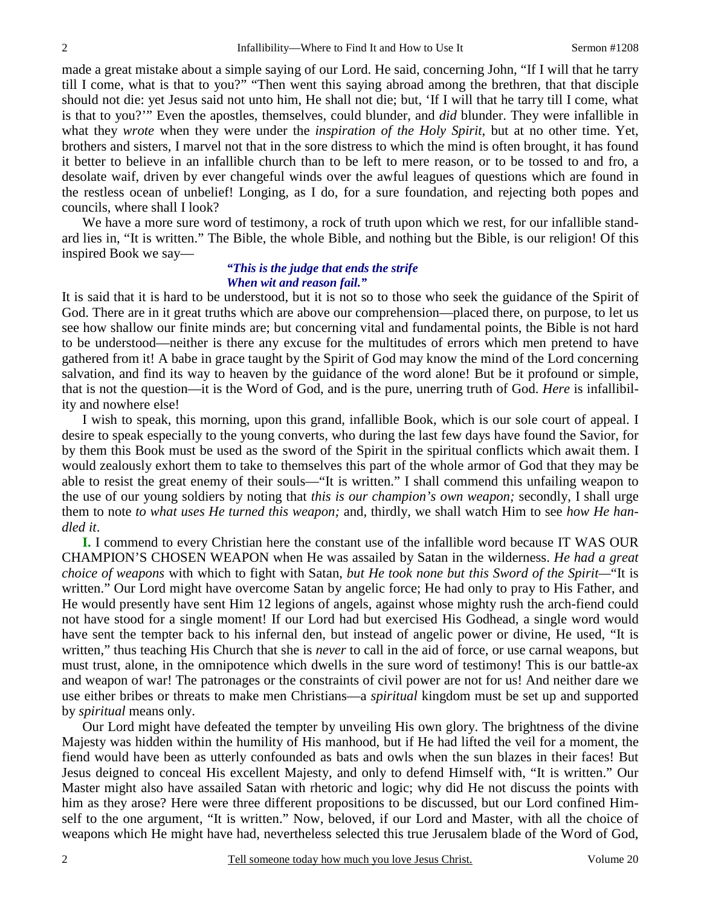made a great mistake about a simple saying of our Lord. He said, concerning John, "If I will that he tarry till I come, what is that to you?" "Then went this saying abroad among the brethren, that that disciple should not die: yet Jesus said not unto him, He shall not die; but, 'If I will that he tarry till I come, what is that to you?'" Even the apostles, themselves, could blunder, and *did* blunder. They were infallible in what they *wrote* when they were under the *inspiration of the Holy Spirit*, but at no other time. Yet, brothers and sisters, I marvel not that in the sore distress to which the mind is often brought, it has found it better to believe in an infallible church than to be left to mere reason, or to be tossed to and fro, a desolate waif, driven by ever changeful winds over the awful leagues of questions which are found in the restless ocean of unbelief! Longing, as I do, for a sure foundation, and rejecting both popes and councils, where shall I look?

We have a more sure word of testimony, a rock of truth upon which we rest, for our infallible standard lies in, "It is written." The Bible, the whole Bible, and nothing but the Bible, is our religion! Of this inspired Book we say—

> ***"This is the judge that ends the strife***
> ***When wit and reason fail."***

It is said that it is hard to be understood, but it is not so to those who seek the guidance of the Spirit of God. There are in it great truths which are above our comprehension—placed there, on purpose, to let us see how shallow our finite minds are; but concerning vital and fundamental points, the Bible is not hard to be understood—neither is there any excuse for the multitudes of errors which men pretend to have gathered from it! A babe in grace taught by the Spirit of God may know the mind of the Lord concerning salvation, and find its way to heaven by the guidance of the word alone! But be it profound or simple, that is not the question—it is the Word of God, and is the pure, unerring truth of God. *Here* is infallibility and nowhere else!

I wish to speak, this morning, upon this grand, infallible Book, which is our sole court of appeal. I desire to speak especially to the young converts, who during the last few days have found the Savior, for by them this Book must be used as the sword of the Spirit in the spiritual conflicts which await them. I would zealously exhort them to take to themselves this part of the whole armor of God that they may be able to resist the great enemy of their souls—"It is written." I shall commend this unfailing weapon to the use of our young soldiers by noting that *this is our champion's own weapon;* secondly, I shall urge them to note *to what uses He turned this weapon;* and, thirdly, we shall watch Him to see *how He handled it*.

**I.** I commend to every Christian here the constant use of the infallible word because IT WAS OUR CHAMPION'S CHOSEN WEAPON when He was assailed by Satan in the wilderness. *He had a great choice of weapons* with which to fight with Satan, *but He took none but this Sword of the Spirit*—"It is written." Our Lord might have overcome Satan by angelic force; He had only to pray to His Father, and He would presently have sent Him 12 legions of angels, against whose mighty rush the arch-fiend could not have stood for a single moment! If our Lord had but exercised His Godhead, a single word would have sent the tempter back to his infernal den, but instead of angelic power or divine, He used, "It is written," thus teaching His Church that she is *never* to call in the aid of force, or use carnal weapons, but must trust, alone, in the omnipotence which dwells in the sure word of testimony! This is our battle-ax and weapon of war! The patronages or the constraints of civil power are not for us! And neither dare we use either bribes or threats to make men Christians—a *spiritual* kingdom must be set up and supported by *spiritual* means only.

Our Lord might have defeated the tempter by unveiling His own glory. The brightness of the divine Majesty was hidden within the humility of His manhood, but if He had lifted the veil for a moment, the fiend would have been as utterly confounded as bats and owls when the sun blazes in their faces! But Jesus deigned to conceal His excellent Majesty, and only to defend Himself with, "It is written." Our Master might also have assailed Satan with rhetoric and logic; why did He not discuss the points with him as they arose? Here were three different propositions to be discussed, but our Lord confined Himself to the one argument, "It is written." Now, beloved, if our Lord and Master, with all the choice of weapons which He might have had, nevertheless selected this true Jerusalem blade of the Word of God,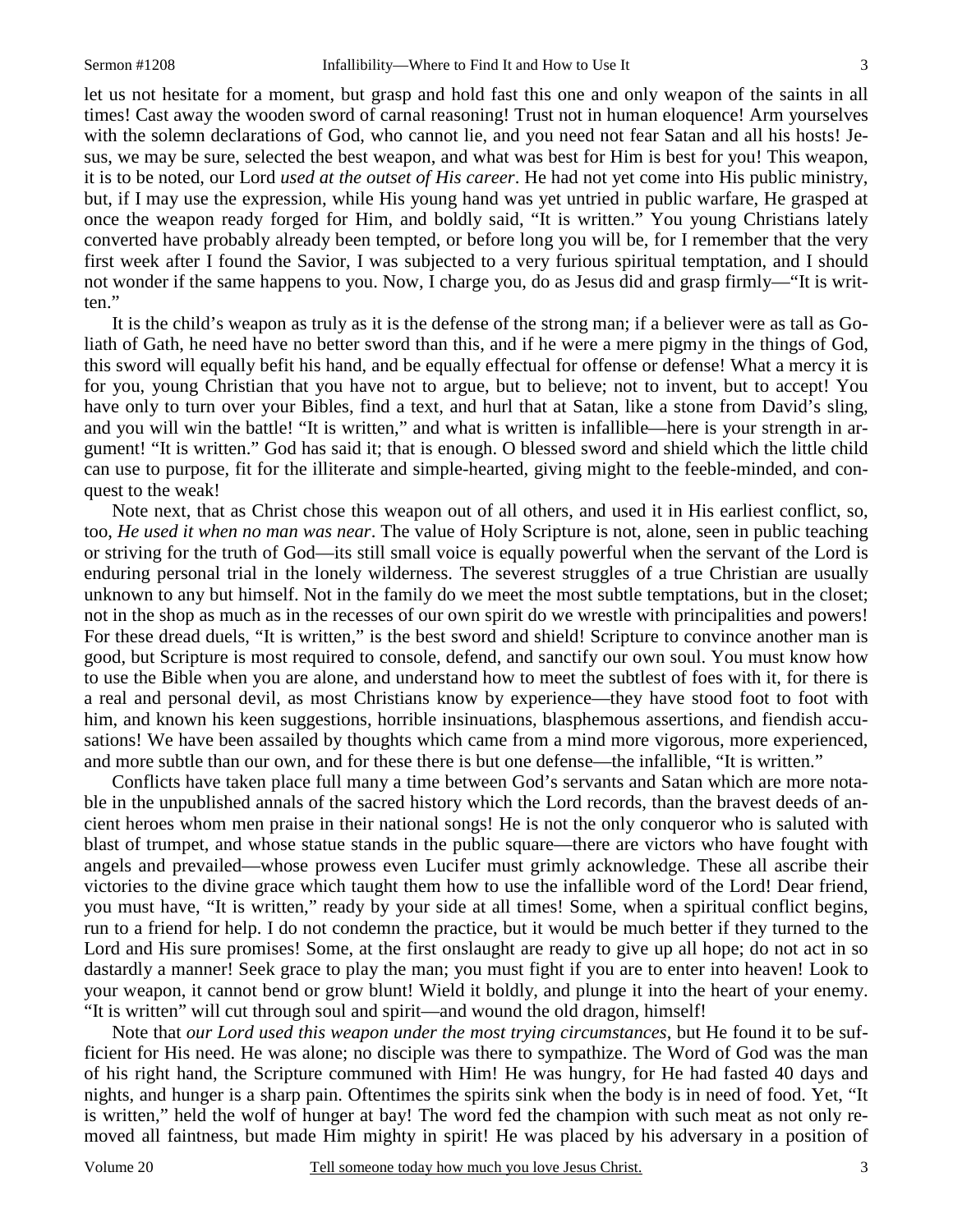let us not hesitate for a moment, but grasp and hold fast this one and only weapon of the saints in all times! Cast away the wooden sword of carnal reasoning! Trust not in human eloquence! Arm yourselves with the solemn declarations of God, who cannot lie, and you need not fear Satan and all his hosts! Jesus, we may be sure, selected the best weapon, and what was best for Him is best for you! This weapon, it is to be noted, our Lord *used at the outset of His career*. He had not yet come into His public ministry, but, if I may use the expression, while His young hand was yet untried in public warfare, He grasped at once the weapon ready forged for Him, and boldly said, "It is written." You young Christians lately converted have probably already been tempted, or before long you will be, for I remember that the very first week after I found the Savior, I was subjected to a very furious spiritual temptation, and I should not wonder if the same happens to you. Now, I charge you, do as Jesus did and grasp firmly—"It is written."

It is the child's weapon as truly as it is the defense of the strong man; if a believer were as tall as Goliath of Gath, he need have no better sword than this, and if he were a mere pigmy in the things of God, this sword will equally befit his hand, and be equally effectual for offense or defense! What a mercy it is for you, young Christian that you have not to argue, but to believe; not to invent, but to accept! You have only to turn over your Bibles, find a text, and hurl that at Satan, like a stone from David's sling, and you will win the battle! "It is written," and what is written is infallible—here is your strength in argument! "It is written." God has said it; that is enough. O blessed sword and shield which the little child can use to purpose, fit for the illiterate and simple-hearted, giving might to the feeble-minded, and conquest to the weak!

Note next, that as Christ chose this weapon out of all others, and used it in His earliest conflict, so, too, *He used it when no man was near*. The value of Holy Scripture is not, alone, seen in public teaching or striving for the truth of God—its still small voice is equally powerful when the servant of the Lord is enduring personal trial in the lonely wilderness. The severest struggles of a true Christian are usually unknown to any but himself. Not in the family do we meet the most subtle temptations, but in the closet; not in the shop as much as in the recesses of our own spirit do we wrestle with principalities and powers! For these dread duels, "It is written," is the best sword and shield! Scripture to convince another man is good, but Scripture is most required to console, defend, and sanctify our own soul. You must know how to use the Bible when you are alone, and understand how to meet the subtlest of foes with it, for there is a real and personal devil, as most Christians know by experience—they have stood foot to foot with him, and known his keen suggestions, horrible insinuations, blasphemous assertions, and fiendish accusations! We have been assailed by thoughts which came from a mind more vigorous, more experienced, and more subtle than our own, and for these there is but one defense—the infallible, "It is written."

Conflicts have taken place full many a time between God's servants and Satan which are more notable in the unpublished annals of the sacred history which the Lord records, than the bravest deeds of ancient heroes whom men praise in their national songs! He is not the only conqueror who is saluted with blast of trumpet, and whose statue stands in the public square—there are victors who have fought with angels and prevailed—whose prowess even Lucifer must grimly acknowledge. These all ascribe their victories to the divine grace which taught them how to use the infallible word of the Lord! Dear friend, you must have, "It is written," ready by your side at all times! Some, when a spiritual conflict begins, run to a friend for help. I do not condemn the practice, but it would be much better if they turned to the Lord and His sure promises! Some, at the first onslaught are ready to give up all hope; do not act in so dastardly a manner! Seek grace to play the man; you must fight if you are to enter into heaven! Look to your weapon, it cannot bend or grow blunt! Wield it boldly, and plunge it into the heart of your enemy. "It is written" will cut through soul and spirit—and wound the old dragon, himself!

Note that *our Lord used this weapon under the most trying circumstances*, but He found it to be sufficient for His need. He was alone; no disciple was there to sympathize. The Word of God was the man of his right hand, the Scripture communed with Him! He was hungry, for He had fasted 40 days and nights, and hunger is a sharp pain. Oftentimes the spirits sink when the body is in need of food. Yet, "It is written," held the wolf of hunger at bay! The word fed the champion with such meat as not only removed all faintness, but made Him mighty in spirit! He was placed by his adversary in a position of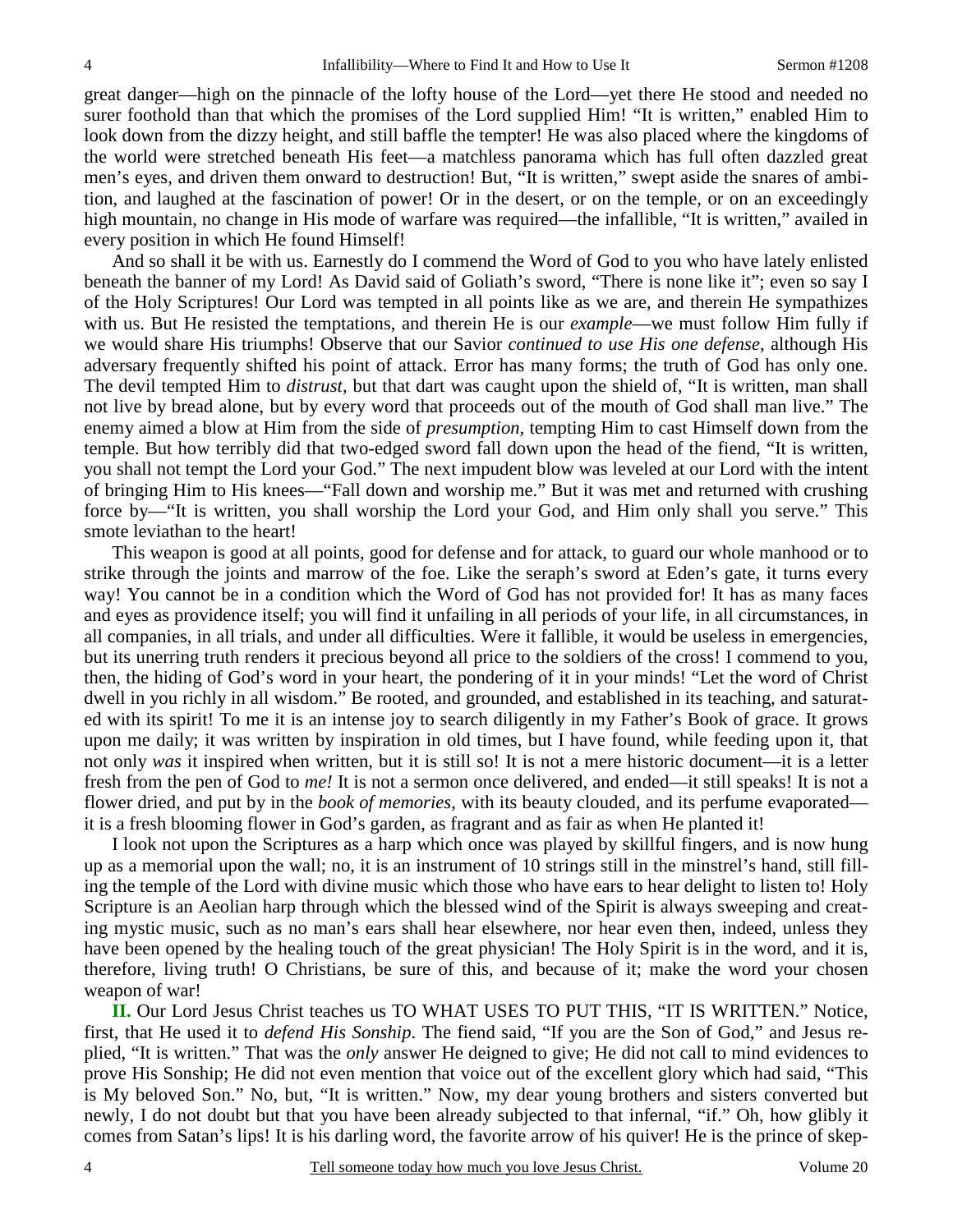great danger—high on the pinnacle of the lofty house of the Lord—yet there He stood and needed no surer foothold than that which the promises of the Lord supplied Him! "It is written," enabled Him to look down from the dizzy height, and still baffle the tempter! He was also placed where the kingdoms of the world were stretched beneath His feet—a matchless panorama which has full often dazzled great men's eyes, and driven them onward to destruction! But, "It is written," swept aside the snares of ambition, and laughed at the fascination of power! Or in the desert, or on the temple, or on an exceedingly high mountain, no change in His mode of warfare was required—the infallible, "It is written," availed in every position in which He found Himself!

And so shall it be with us. Earnestly do I commend the Word of God to you who have lately enlisted beneath the banner of my Lord! As David said of Goliath's sword, "There is none like it"; even so say I of the Holy Scriptures! Our Lord was tempted in all points like as we are, and therein He sympathizes with us. But He resisted the temptations, and therein He is our *example*—we must follow Him fully if we would share His triumphs! Observe that our Savior *continued to use His one defense*, although His adversary frequently shifted his point of attack. Error has many forms; the truth of God has only one. The devil tempted Him to *distrust*, but that dart was caught upon the shield of, "It is written, man shall not live by bread alone, but by every word that proceeds out of the mouth of God shall man live." The enemy aimed a blow at Him from the side of *presumption*, tempting Him to cast Himself down from the temple. But how terribly did that two-edged sword fall down upon the head of the fiend, "It is written, you shall not tempt the Lord your God." The next impudent blow was leveled at our Lord with the intent of bringing Him to His knees—"Fall down and worship me." But it was met and returned with crushing force by—"It is written, you shall worship the Lord your God, and Him only shall you serve." This smote leviathan to the heart!

This weapon is good at all points, good for defense and for attack, to guard our whole manhood or to strike through the joints and marrow of the foe. Like the seraph's sword at Eden's gate, it turns every way! You cannot be in a condition which the Word of God has not provided for! It has as many faces and eyes as providence itself; you will find it unfailing in all periods of your life, in all circumstances, in all companies, in all trials, and under all difficulties. Were it fallible, it would be useless in emergencies, but its unerring truth renders it precious beyond all price to the soldiers of the cross! I commend to you, then, the hiding of God's word in your heart, the pondering of it in your minds! "Let the word of Christ dwell in you richly in all wisdom." Be rooted, and grounded, and established in its teaching, and saturated with its spirit! To me it is an intense joy to search diligently in my Father's Book of grace. It grows upon me daily; it was written by inspiration in old times, but I have found, while feeding upon it, that not only *was* it inspired when written, but it is still so! It is not a mere historic document—it is a letter fresh from the pen of God to *me!* It is not a sermon once delivered, and ended—it still speaks! It is not a flower dried, and put by in the *book of memories*, with its beauty clouded, and its perfume evaporated—it is a fresh blooming flower in God's garden, as fragrant and as fair as when He planted it!

I look not upon the Scriptures as a harp which once was played by skillful fingers, and is now hung up as a memorial upon the wall; no, it is an instrument of 10 strings still in the minstrel's hand, still filling the temple of the Lord with divine music which those who have ears to hear delight to listen to! Holy Scripture is an Aeolian harp through which the blessed wind of the Spirit is always sweeping and creating mystic music, such as no man's ears shall hear elsewhere, nor hear even then, indeed, unless they have been opened by the healing touch of the great physician! The Holy Spirit is in the word, and it is, therefore, living truth! O Christians, be sure of this, and because of it; make the word your chosen weapon of war!

**II.** Our Lord Jesus Christ teaches us TO WHAT USES TO PUT THIS, "IT IS WRITTEN." Notice, first, that He used it to *defend His Sonship*. The fiend said, "If you are the Son of God," and Jesus replied, "It is written." That was the *only* answer He deigned to give; He did not call to mind evidences to prove His Sonship; He did not even mention that voice out of the excellent glory which had said, "This is My beloved Son." No, but, "It is written." Now, my dear young brothers and sisters converted but newly, I do not doubt but that you have been already subjected to that infernal, "if." Oh, how glibly it comes from Satan's lips! It is his darling word, the favorite arrow of his quiver! He is the prince of skep-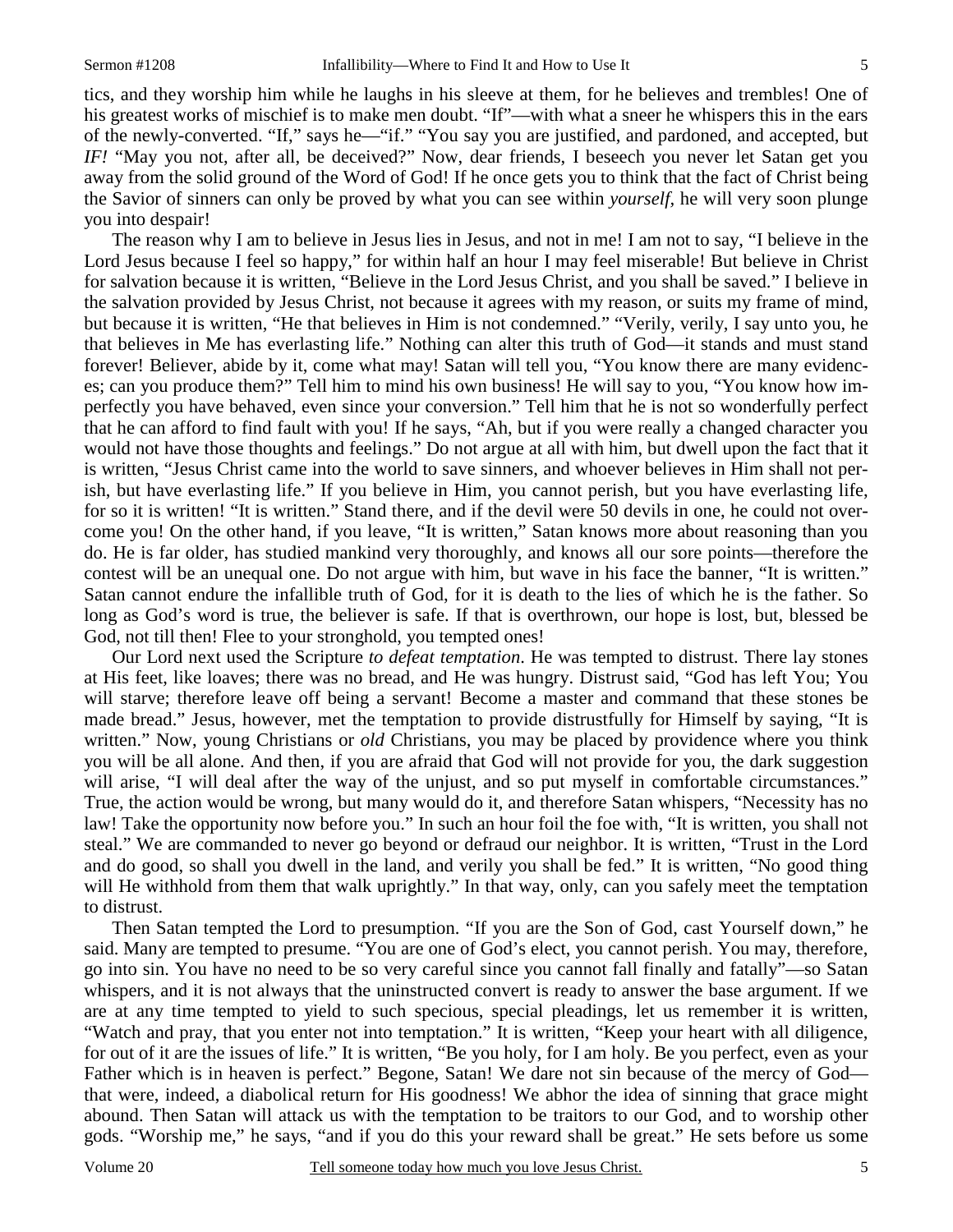tics, and they worship him while he laughs in his sleeve at them, for he believes and trembles! One of his greatest works of mischief is to make men doubt. "If"—with what a sneer he whispers this in the ears of the newly-converted. "If," says he—"if." "You say you are justified, and pardoned, and accepted, but *IF!* "May you not, after all, be deceived?" Now, dear friends, I beseech you never let Satan get you away from the solid ground of the Word of God! If he once gets you to think that the fact of Christ being the Savior of sinners can only be proved by what you can see within *yourself*, he will very soon plunge you into despair!

The reason why I am to believe in Jesus lies in Jesus, and not in me! I am not to say, "I believe in the Lord Jesus because I feel so happy," for within half an hour I may feel miserable! But believe in Christ for salvation because it is written, "Believe in the Lord Jesus Christ, and you shall be saved." I believe in the salvation provided by Jesus Christ, not because it agrees with my reason, or suits my frame of mind, but because it is written, "He that believes in Him is not condemned." "Verily, verily, I say unto you, he that believes in Me has everlasting life." Nothing can alter this truth of God—it stands and must stand forever! Believer, abide by it, come what may! Satan will tell you, "You know there are many evidences; can you produce them?" Tell him to mind his own business! He will say to you, "You know how imperfectly you have behaved, even since your conversion." Tell him that he is not so wonderfully perfect that he can afford to find fault with you! If he says, "Ah, but if you were really a changed character you would not have those thoughts and feelings." Do not argue at all with him, but dwell upon the fact that it is written, "Jesus Christ came into the world to save sinners, and whoever believes in Him shall not perish, but have everlasting life." If you believe in Him, you cannot perish, but you have everlasting life, for so it is written! "It is written." Stand there, and if the devil were 50 devils in one, he could not overcome you! On the other hand, if you leave, "It is written," Satan knows more about reasoning than you do. He is far older, has studied mankind very thoroughly, and knows all our sore points—therefore the contest will be an unequal one. Do not argue with him, but wave in his face the banner, "It is written." Satan cannot endure the infallible truth of God, for it is death to the lies of which he is the father. So long as God's word is true, the believer is safe. If that is overthrown, our hope is lost, but, blessed be God, not till then! Flee to your stronghold, you tempted ones!

Our Lord next used the Scripture *to defeat temptation*. He was tempted to distrust. There lay stones at His feet, like loaves; there was no bread, and He was hungry. Distrust said, "God has left You; You will starve; therefore leave off being a servant! Become a master and command that these stones be made bread." Jesus, however, met the temptation to provide distrustfully for Himself by saying, "It is written." Now, young Christians or *old* Christians, you may be placed by providence where you think you will be all alone. And then, if you are afraid that God will not provide for you, the dark suggestion will arise, "I will deal after the way of the unjust, and so put myself in comfortable circumstances." True, the action would be wrong, but many would do it, and therefore Satan whispers, "Necessity has no law! Take the opportunity now before you." In such an hour foil the foe with, "It is written, you shall not steal." We are commanded to never go beyond or defraud our neighbor. It is written, "Trust in the Lord and do good, so shall you dwell in the land, and verily you shall be fed." It is written, "No good thing will He withhold from them that walk uprightly." In that way, only, can you safely meet the temptation to distrust.

Then Satan tempted the Lord to presumption. "If you are the Son of God, cast Yourself down," he said. Many are tempted to presume. "You are one of God's elect, you cannot perish. You may, therefore, go into sin. You have no need to be so very careful since you cannot fall finally and fatally"—so Satan whispers, and it is not always that the uninstructed convert is ready to answer the base argument. If we are at any time tempted to yield to such specious, special pleadings, let us remember it is written, "Watch and pray, that you enter not into temptation." It is written, "Keep your heart with all diligence, for out of it are the issues of life." It is written, "Be you holy, for I am holy. Be you perfect, even as your Father which is in heaven is perfect." Begone, Satan! We dare not sin because of the mercy of God—that were, indeed, a diabolical return for His goodness! We abhor the idea of sinning that grace might abound. Then Satan will attack us with the temptation to be traitors to our God, and to worship other gods. "Worship me," he says, "and if you do this your reward shall be great." He sets before us some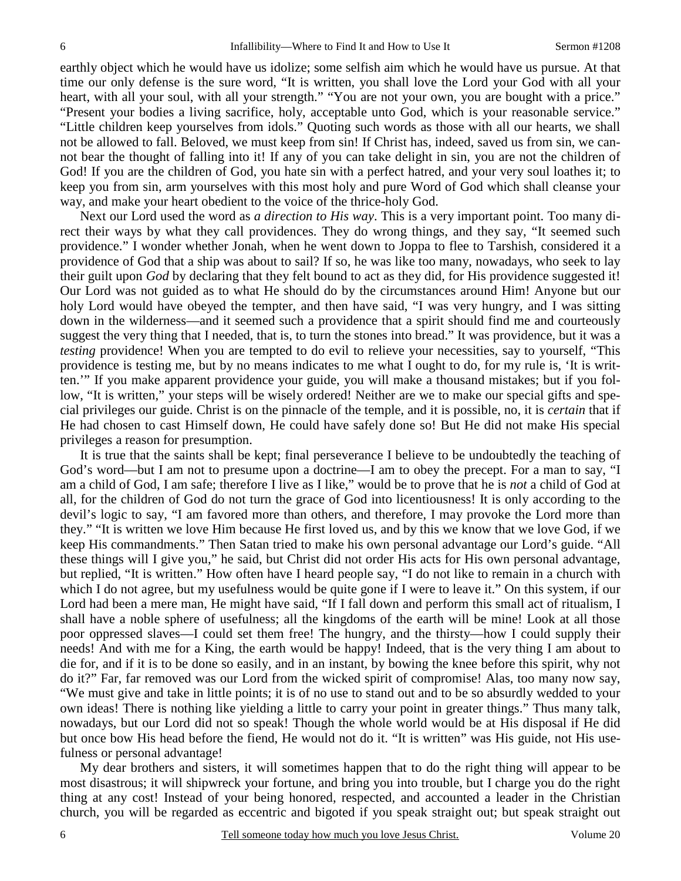earthly object which he would have us idolize; some selfish aim which he would have us pursue. At that time our only defense is the sure word, "It is written, you shall love the Lord your God with all your heart, with all your soul, with all your strength." "You are not your own, you are bought with a price." "Present your bodies a living sacrifice, holy, acceptable unto God, which is your reasonable service." "Little children keep yourselves from idols." Quoting such words as those with all our hearts, we shall not be allowed to fall. Beloved, we must keep from sin! If Christ has, indeed, saved us from sin, we cannot bear the thought of falling into it! If any of you can take delight in sin, you are not the children of God! If you are the children of God, you hate sin with a perfect hatred, and your very soul loathes it; to keep you from sin, arm yourselves with this most holy and pure Word of God which shall cleanse your way, and make your heart obedient to the voice of the thrice-holy God.

Next our Lord used the word as *a direction to His way*. This is a very important point. Too many direct their ways by what they call providences. They do wrong things, and they say, "It seemed such providence." I wonder whether Jonah, when he went down to Joppa to flee to Tarshish, considered it a providence of God that a ship was about to sail? If so, he was like too many, nowadays, who seek to lay their guilt upon *God* by declaring that they felt bound to act as they did, for His providence suggested it! Our Lord was not guided as to what He should do by the circumstances around Him! Anyone but our holy Lord would have obeyed the tempter, and then have said, "I was very hungry, and I was sitting down in the wilderness—and it seemed such a providence that a spirit should find me and courteously suggest the very thing that I needed, that is, to turn the stones into bread." It was providence, but it was a *testing* providence! When you are tempted to do evil to relieve your necessities, say to yourself, "This providence is testing me, but by no means indicates to me what I ought to do, for my rule is, 'It is written.'" If you make apparent providence your guide, you will make a thousand mistakes; but if you follow, "It is written," your steps will be wisely ordered! Neither are we to make our special gifts and special privileges our guide. Christ is on the pinnacle of the temple, and it is possible, no, it is *certain* that if He had chosen to cast Himself down, He could have safely done so! But He did not make His special privileges a reason for presumption.

It is true that the saints shall be kept; final perseverance I believe to be undoubtedly the teaching of God's word—but I am not to presume upon a doctrine—I am to obey the precept. For a man to say, "I am a child of God, I am safe; therefore I live as I like," would be to prove that he is *not* a child of God at all, for the children of God do not turn the grace of God into licentiousness! It is only according to the devil's logic to say, "I am favored more than others, and therefore, I may provoke the Lord more than they." "It is written we love Him because He first loved us, and by this we know that we love God, if we keep His commandments." Then Satan tried to make his own personal advantage our Lord's guide. "All these things will I give you," he said, but Christ did not order His acts for His own personal advantage, but replied, "It is written." How often have I heard people say, "I do not like to remain in a church with which I do not agree, but my usefulness would be quite gone if I were to leave it." On this system, if our Lord had been a mere man, He might have said, "If I fall down and perform this small act of ritualism, I shall have a noble sphere of usefulness; all the kingdoms of the earth will be mine! Look at all those poor oppressed slaves—I could set them free! The hungry, and the thirsty—how I could supply their needs! And with me for a King, the earth would be happy! Indeed, that is the very thing I am about to die for, and if it is to be done so easily, and in an instant, by bowing the knee before this spirit, why not do it?" Far, far removed was our Lord from the wicked spirit of compromise! Alas, too many now say, "We must give and take in little points; it is of no use to stand out and to be so absurdly wedded to your own ideas! There is nothing like yielding a little to carry your point in greater things." Thus many talk, nowadays, but our Lord did not so speak! Though the whole world would be at His disposal if He did but once bow His head before the fiend, He would not do it. "It is written" was His guide, not His usefulness or personal advantage!

My dear brothers and sisters, it will sometimes happen that to do the right thing will appear to be most disastrous; it will shipwreck your fortune, and bring you into trouble, but I charge you do the right thing at any cost! Instead of your being honored, respected, and accounted a leader in the Christian church, you will be regarded as eccentric and bigoted if you speak straight out; but speak straight out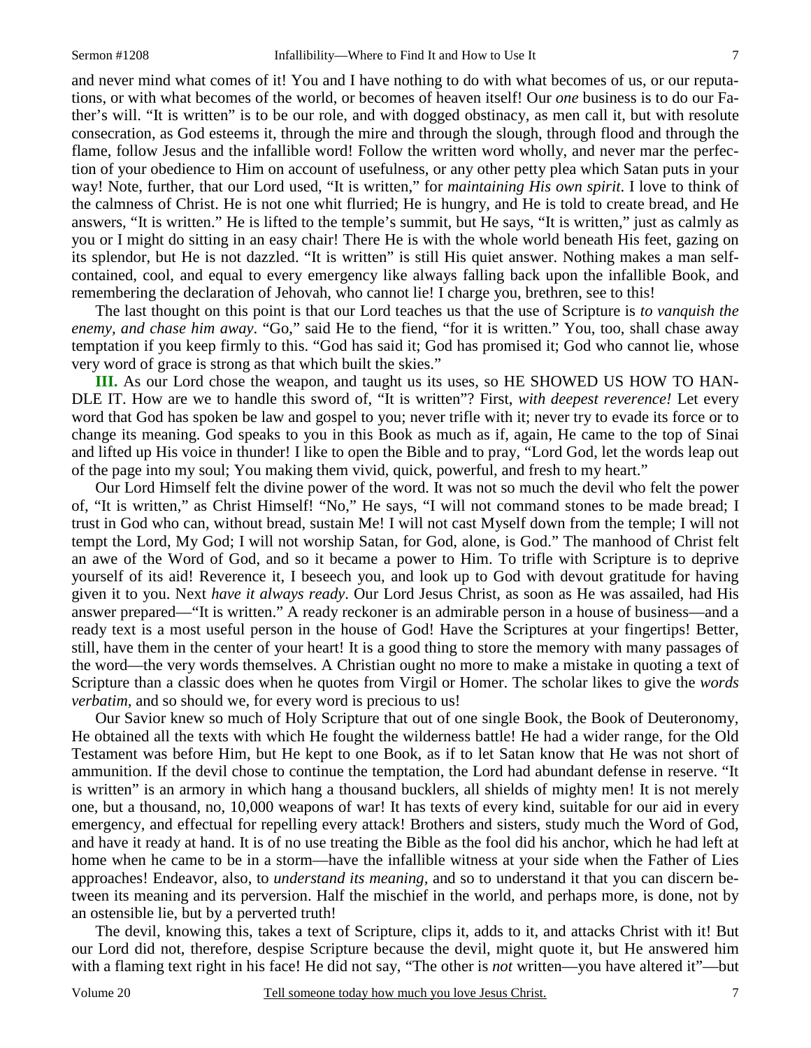and never mind what comes of it! You and I have nothing to do with what becomes of us, or our reputations, or with what becomes of the world, or becomes of heaven itself! Our *one* business is to do our Father's will. "It is written" is to be our role, and with dogged obstinacy, as men call it, but with resolute consecration, as God esteems it, through the mire and through the slough, through flood and through the flame, follow Jesus and the infallible word! Follow the written word wholly, and never mar the perfection of your obedience to Him on account of usefulness, or any other petty plea which Satan puts in your way! Note, further, that our Lord used, "It is written," for *maintaining His own spirit*. I love to think of the calmness of Christ. He is not one whit flurried; He is hungry, and He is told to create bread, and He answers, "It is written." He is lifted to the temple's summit, but He says, "It is written," just as calmly as you or I might do sitting in an easy chair! There He is with the whole world beneath His feet, gazing on its splendor, but He is not dazzled. "It is written" is still His quiet answer. Nothing makes a man self-contained, cool, and equal to every emergency like always falling back upon the infallible Book, and remembering the declaration of Jehovah, who cannot lie! I charge you, brethren, see to this!

The last thought on this point is that our Lord teaches us that the use of Scripture is *to vanquish the enemy, and chase him away*. "Go," said He to the fiend, "for it is written." You, too, shall chase away temptation if you keep firmly to this. "God has said it; God has promised it; God who cannot lie, whose very word of grace is strong as that which built the skies."

**III.** As our Lord chose the weapon, and taught us its uses, so HE SHOWED US HOW TO HANDLE IT. How are we to handle this sword of, "It is written"? First, *with deepest reverence!* Let every word that God has spoken be law and gospel to you; never trifle with it; never try to evade its force or to change its meaning. God speaks to you in this Book as much as if, again, He came to the top of Sinai and lifted up His voice in thunder! I like to open the Bible and to pray, "Lord God, let the words leap out of the page into my soul; You making them vivid, quick, powerful, and fresh to my heart."

Our Lord Himself felt the divine power of the word. It was not so much the devil who felt the power of, "It is written," as Christ Himself! "No," He says, "I will not command stones to be made bread; I trust in God who can, without bread, sustain Me! I will not cast Myself down from the temple; I will not tempt the Lord, My God; I will not worship Satan, for God, alone, is God." The manhood of Christ felt an awe of the Word of God, and so it became a power to Him. To trifle with Scripture is to deprive yourself of its aid! Reverence it, I beseech you, and look up to God with devout gratitude for having given it to you. Next *have it always ready*. Our Lord Jesus Christ, as soon as He was assailed, had His answer prepared—"It is written." A ready reckoner is an admirable person in a house of business—and a ready text is a most useful person in the house of God! Have the Scriptures at your fingertips! Better, still, have them in the center of your heart! It is a good thing to store the memory with many passages of the word—the very words themselves. A Christian ought no more to make a mistake in quoting a text of Scripture than a classic does when he quotes from Virgil or Homer. The scholar likes to give the *words verbatim*, and so should we, for every word is precious to us!

Our Savior knew so much of Holy Scripture that out of one single Book, the Book of Deuteronomy, He obtained all the texts with which He fought the wilderness battle! He had a wider range, for the Old Testament was before Him, but He kept to one Book, as if to let Satan know that He was not short of ammunition. If the devil chose to continue the temptation, the Lord had abundant defense in reserve. "It is written" is an armory in which hang a thousand bucklers, all shields of mighty men! It is not merely one, but a thousand, no, 10,000 weapons of war! It has texts of every kind, suitable for our aid in every emergency, and effectual for repelling every attack! Brothers and sisters, study much the Word of God, and have it ready at hand. It is of no use treating the Bible as the fool did his anchor, which he had left at home when he came to be in a storm—have the infallible witness at your side when the Father of Lies approaches! Endeavor, also, to *understand its meaning*, and so to understand it that you can discern between its meaning and its perversion. Half the mischief in the world, and perhaps more, is done, not by an ostensible lie, but by a perverted truth!

The devil, knowing this, takes a text of Scripture, clips it, adds to it, and attacks Christ with it! But our Lord did not, therefore, despise Scripture because the devil, might quote it, but He answered him with a flaming text right in his face! He did not say, "The other is *not* written—you have altered it"—but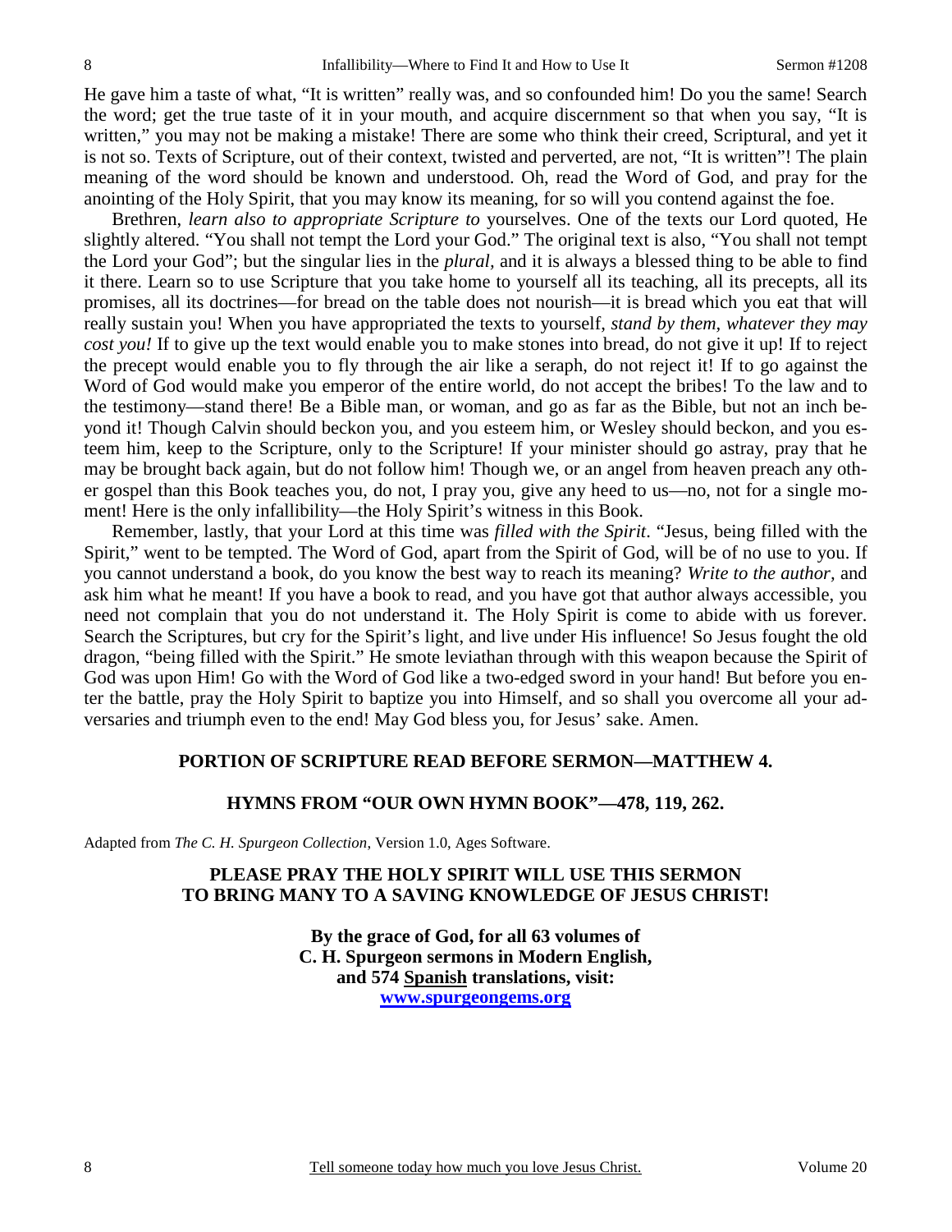He gave him a taste of what, "It is written" really was, and so confounded him! Do you the same! Search the word; get the true taste of it in your mouth, and acquire discernment so that when you say, "It is written," you may not be making a mistake! There are some who think their creed, Scriptural, and yet it is not so. Texts of Scripture, out of their context, twisted and perverted, are not, "It is written"! The plain meaning of the word should be known and understood. Oh, read the Word of God, and pray for the anointing of the Holy Spirit, that you may know its meaning, for so will you contend against the foe.

Brethren, *learn also to appropriate Scripture to* yourselves. One of the texts our Lord quoted, He slightly altered. "You shall not tempt the Lord your God." The original text is also, "You shall not tempt the Lord your God"; but the singular lies in the *plural,* and it is always a blessed thing to be able to find it there. Learn so to use Scripture that you take home to yourself all its teaching, all its precepts, all its promises, all its doctrines—for bread on the table does not nourish—it is bread which you eat that will really sustain you! When you have appropriated the texts to yourself, *stand by them, whatever they may cost you!* If to give up the text would enable you to make stones into bread, do not give it up! If to reject the precept would enable you to fly through the air like a seraph, do not reject it! If to go against the Word of God would make you emperor of the entire world, do not accept the bribes! To the law and to the testimony—stand there! Be a Bible man, or woman, and go as far as the Bible, but not an inch beyond it! Though Calvin should beckon you, and you esteem him, or Wesley should beckon, and you esteem him, keep to the Scripture, only to the Scripture! If your minister should go astray, pray that he may be brought back again, but do not follow him! Though we, or an angel from heaven preach any other gospel than this Book teaches you, do not, I pray you, give any heed to us—no, not for a single moment! Here is the only infallibility—the Holy Spirit's witness in this Book.

Remember, lastly, that your Lord at this time was *filled with the Spirit*. "Jesus, being filled with the Spirit," went to be tempted. The Word of God, apart from the Spirit of God, will be of no use to you. If you cannot understand a book, do you know the best way to reach its meaning? *Write to the author,* and ask him what he meant! If you have a book to read, and you have got that author always accessible, you need not complain that you do not understand it. The Holy Spirit is come to abide with us forever. Search the Scriptures, but cry for the Spirit's light, and live under His influence! So Jesus fought the old dragon, "being filled with the Spirit." He smote leviathan through with this weapon because the Spirit of God was upon Him! Go with the Word of God like a two-edged sword in your hand! But before you enter the battle, pray the Holy Spirit to baptize you into Himself, and so shall you overcome all your adversaries and triumph even to the end! May God bless you, for Jesus' sake. Amen.

**PORTION OF SCRIPTURE READ BEFORE SERMON—MATTHEW 4.**

**HYMNS FROM "OUR OWN HYMN BOOK"—478, 119, 262.**

Adapted from *The C. H. Spurgeon Collection,* Version 1.0, Ages Software.

**PLEASE PRAY THE HOLY SPIRIT WILL USE THIS SERMON TO BRING MANY TO A SAVING KNOWLEDGE OF JESUS CHRIST!**

**By the grace of God, for all 63 volumes of C. H. Spurgeon sermons in Modern English, and 574 Spanish translations, visit: www.spurgeongems.org**